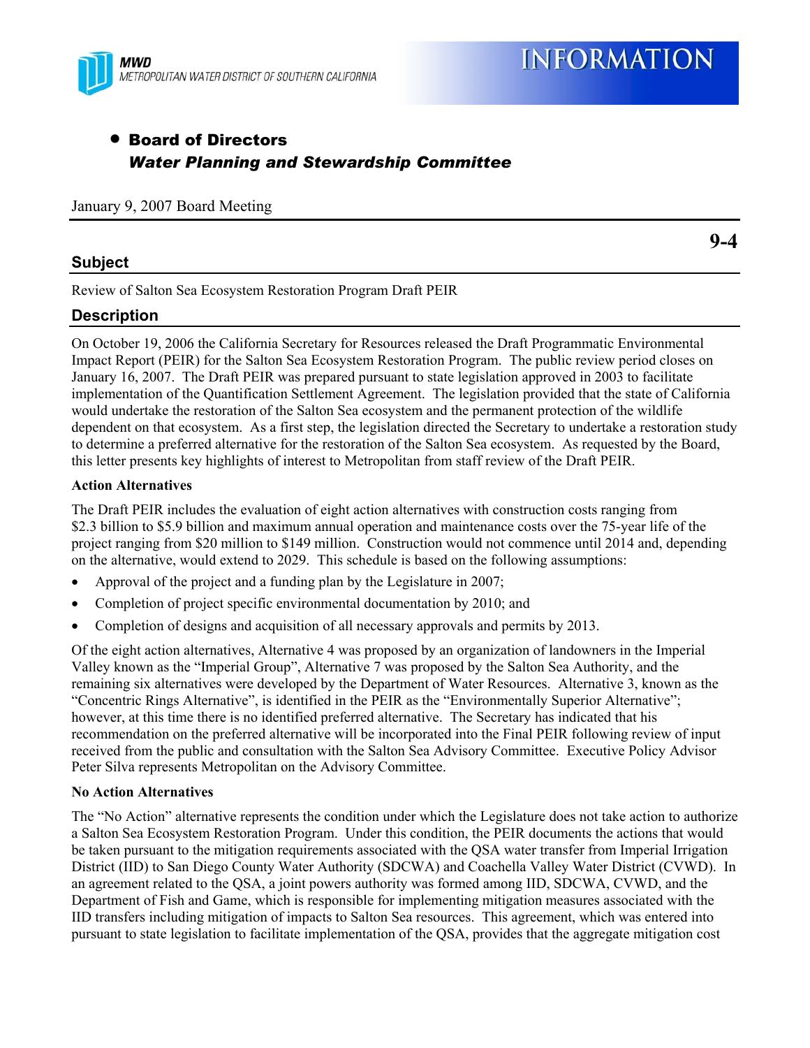- **Board of Directors**
  ***Water Planning and Stewardship Committee***

January 9, 2007 Board Meeting

**9-4**

## Subject

Review of Salton Sea Ecosystem Restoration Program Draft PEIR

## Description

On October 19, 2006 the California Secretary for Resources released the Draft Programmatic Environmental Impact Report (PEIR) for the Salton Sea Ecosystem Restoration Program. The public review period closes on January 16, 2007. The Draft PEIR was prepared pursuant to state legislation approved in 2003 to facilitate implementation of the Quantification Settlement Agreement. The legislation provided that the state of California would undertake the restoration of the Salton Sea ecosystem and the permanent protection of the wildlife dependent on that ecosystem. As a first step, the legislation directed the Secretary to undertake a restoration study to determine a preferred alternative for the restoration of the Salton Sea ecosystem. As requested by the Board, this letter presents key highlights of interest to Metropolitan from staff review of the Draft PEIR.

### Action Alternatives

The Draft PEIR includes the evaluation of eight action alternatives with construction costs ranging from $2.3 billion to $5.9 billion and maximum annual operation and maintenance costs over the 75-year life of the project ranging from $20 million to $149 million. Construction would not commence until 2014 and, depending on the alternative, would extend to 2029. This schedule is based on the following assumptions:

- Approval of the project and a funding plan by the Legislature in 2007;
- Completion of project specific environmental documentation by 2010; and
- Completion of designs and acquisition of all necessary approvals and permits by 2013.

Of the eight action alternatives, Alternative 4 was proposed by an organization of landowners in the Imperial Valley known as the "Imperial Group", Alternative 7 was proposed by the Salton Sea Authority, and the remaining six alternatives were developed by the Department of Water Resources. Alternative 3, known as the "Concentric Rings Alternative", is identified in the PEIR as the "Environmentally Superior Alternative"; however, at this time there is no identified preferred alternative. The Secretary has indicated that his recommendation on the preferred alternative will be incorporated into the Final PEIR following review of input received from the public and consultation with the Salton Sea Advisory Committee. Executive Policy Advisor Peter Silva represents Metropolitan on the Advisory Committee.

### No Action Alternatives

The "No Action" alternative represents the condition under which the Legislature does not take action to authorize a Salton Sea Ecosystem Restoration Program. Under this condition, the PEIR documents the actions that would be taken pursuant to the mitigation requirements associated with the QSA water transfer from Imperial Irrigation District (IID) to San Diego County Water Authority (SDCWA) and Coachella Valley Water District (CVWD). In an agreement related to the QSA, a joint powers authority was formed among IID, SDCWA, CVWD, and the Department of Fish and Game, which is responsible for implementing mitigation measures associated with the IID transfers including mitigation of impacts to Salton Sea resources. This agreement, which was entered into pursuant to state legislation to facilitate implementation of the QSA, provides that the aggregate mitigation cost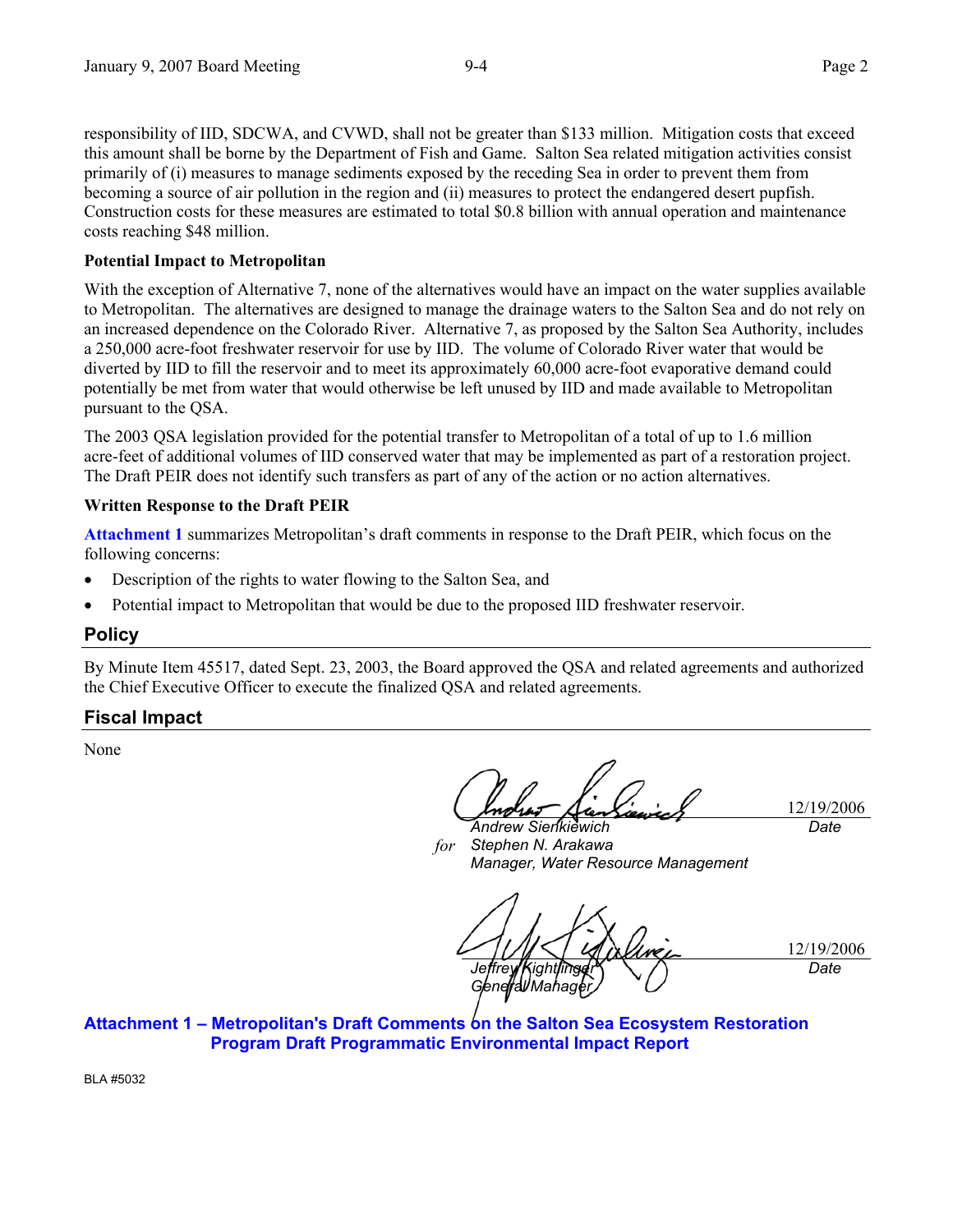responsibility of IID, SDCWA, and CVWD, shall not be greater than $133 million. Mitigation costs that exceed this amount shall be borne by the Department of Fish and Game. Salton Sea related mitigation activities consist primarily of (i) measures to manage sediments exposed by the receding Sea in order to prevent them from becoming a source of air pollution in the region and (ii) measures to protect the endangered desert pupfish. Construction costs for these measures are estimated to total $0.8 billion with annual operation and maintenance costs reaching $48 million.

**Potential Impact to Metropolitan**

With the exception of Alternative 7, none of the alternatives would have an impact on the water supplies available to Metropolitan. The alternatives are designed to manage the drainage waters to the Salton Sea and do not rely on an increased dependence on the Colorado River. Alternative 7, as proposed by the Salton Sea Authority, includes a 250,000 acre-foot freshwater reservoir for use by IID. The volume of Colorado River water that would be diverted by IID to fill the reservoir and to meet its approximately 60,000 acre-foot evaporative demand could potentially be met from water that would otherwise be left unused by IID and made available to Metropolitan pursuant to the QSA.

The 2003 QSA legislation provided for the potential transfer to Metropolitan of a total of up to 1.6 million acre-feet of additional volumes of IID conserved water that may be implemented as part of a restoration project. The Draft PEIR does not identify such transfers as part of any of the action or no action alternatives.

**Written Response to the Draft PEIR**

**Attachment 1** summarizes Metropolitan's draft comments in response to the Draft PEIR, which focus on the following concerns:

- Description of the rights to water flowing to the Salton Sea, and
- Potential impact to Metropolitan that would be due to the proposed IID freshwater reservoir.

## Policy

By Minute Item 45517, dated Sept. 23, 2003, the Board approved the QSA and related agreements and authorized the Chief Executive Officer to execute the finalized QSA and related agreements.

## Fiscal Impact

None

*Andrew Sienkiewich* 12/19/2006
*for* *Stephen N. Arakawa*
*Manager, Water Resource Management*
*Date*

*Jeffrey Kightlinger* 12/19/2006
*General Manager*
*Date*

**Attachment 1 – Metropolitan's Draft Comments on the Salton Sea Ecosystem Restoration Program Draft Programmatic Environmental Impact Report**

BLA #5032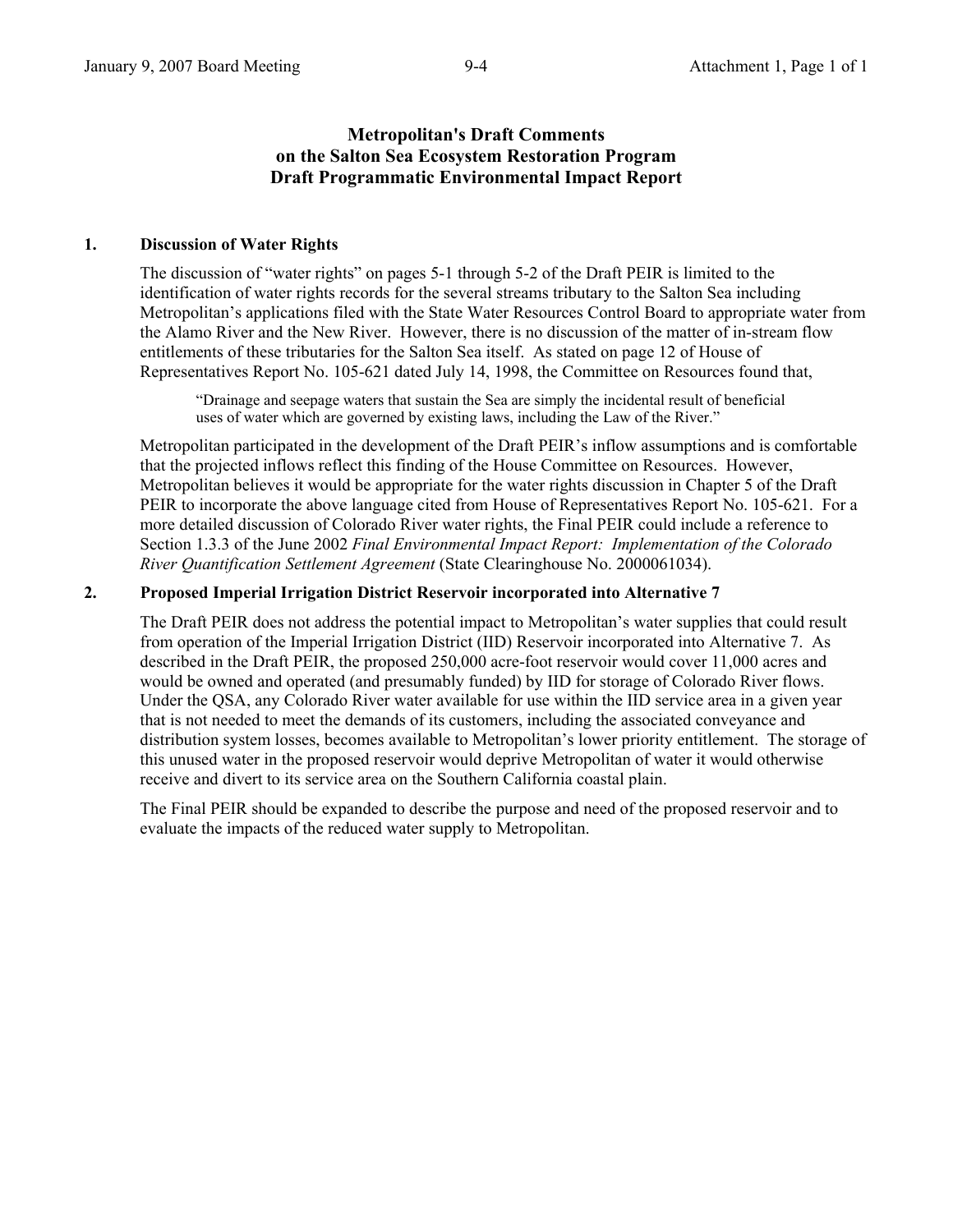# Metropolitan's Draft Comments on the Salton Sea Ecosystem Restoration Program Draft Programmatic Environmental Impact Report

## 1. Discussion of Water Rights

The discussion of "water rights" on pages 5-1 through 5-2 of the Draft PEIR is limited to the identification of water rights records for the several streams tributary to the Salton Sea including Metropolitan's applications filed with the State Water Resources Control Board to appropriate water from the Alamo River and the New River. However, there is no discussion of the matter of in-stream flow entitlements of these tributaries for the Salton Sea itself. As stated on page 12 of House of Representatives Report No. 105-621 dated July 14, 1998, the Committee on Resources found that,

> "Drainage and seepage waters that sustain the Sea are simply the incidental result of beneficial uses of water which are governed by existing laws, including the Law of the River."

Metropolitan participated in the development of the Draft PEIR's inflow assumptions and is comfortable that the projected inflows reflect this finding of the House Committee on Resources. However, Metropolitan believes it would be appropriate for the water rights discussion in Chapter 5 of the Draft PEIR to incorporate the above language cited from House of Representatives Report No. 105-621. For a more detailed discussion of Colorado River water rights, the Final PEIR could include a reference to Section 1.3.3 of the June 2002 *Final Environmental Impact Report: Implementation of the Colorado River Quantification Settlement Agreement* (State Clearinghouse No. 2000061034).

## 2. Proposed Imperial Irrigation District Reservoir incorporated into Alternative 7

The Draft PEIR does not address the potential impact to Metropolitan's water supplies that could result from operation of the Imperial Irrigation District (IID) Reservoir incorporated into Alternative 7. As described in the Draft PEIR, the proposed 250,000 acre-foot reservoir would cover 11,000 acres and would be owned and operated (and presumably funded) by IID for storage of Colorado River flows. Under the QSA, any Colorado River water available for use within the IID service area in a given year that is not needed to meet the demands of its customers, including the associated conveyance and distribution system losses, becomes available to Metropolitan's lower priority entitlement. The storage of this unused water in the proposed reservoir would deprive Metropolitan of water it would otherwise receive and divert to its service area on the Southern California coastal plain.

The Final PEIR should be expanded to describe the purpose and need of the proposed reservoir and to evaluate the impacts of the reduced water supply to Metropolitan.